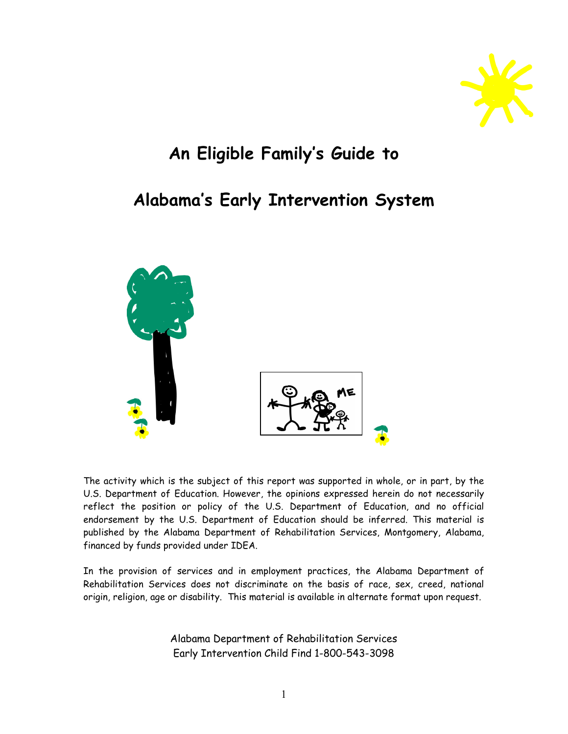# An Eligible Family's Guide to

# Alabama's Early Intervention System

The activity which is the subject of this report was supported in whole, or in part, by the U.S. Department of Education. However, the opinions expressed herein do not necessarily reflect the position or policy of the U.S. Department of Education, and no official endorsement by the U.S. Department of Education should be inferred. This material is published by the Alabama Department of Rehabilitation Services, Montgomery, Alabama, financed by funds provided under IDEA.

In the provision of services and in employment practices, the Alabama Department of Rehabilitation Services does not discriminate on the basis of race, sex, creed, national origin, religion, age or disability. This material is available in alternate format upon request.

Alabama Department of Rehabilitation Services
Early Intervention Child Find 1-800-543-3098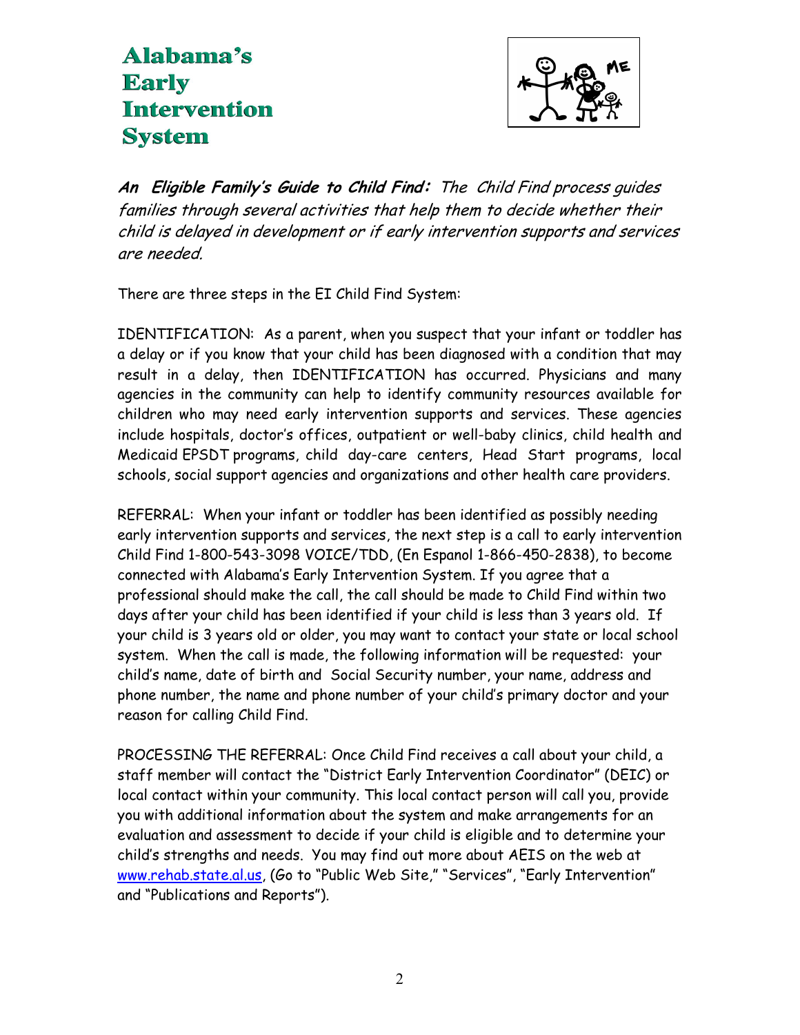# Alabama's Early Intervention System

***An Eligible Family's Guide to Child Find:*** *The Child Find process guides families through several activities that help them to decide whether their child is delayed in development or if early intervention supports and services are needed.*

There are three steps in the EI Child Find System:

IDENTIFICATION: As a parent, when you suspect that your infant or toddler has a delay or if you know that your child has been diagnosed with a condition that may result in a delay, then IDENTIFICATION has occurred. Physicians and many agencies in the community can help to identify community resources available for children who may need early intervention supports and services. These agencies include hospitals, doctor's offices, outpatient or well-baby clinics, child health and Medicaid EPSDT programs, child day-care centers, Head Start programs, local schools, social support agencies and organizations and other health care providers.

REFERRAL: When your infant or toddler has been identified as possibly needing early intervention supports and services, the next step is a call to early intervention Child Find 1-800-543-3098 VOICE/TDD, (En Espanol 1-866-450-2838), to become connected with Alabama's Early Intervention System. If you agree that a professional should make the call, the call should be made to Child Find within two days after your child has been identified if your child is less than 3 years old. If your child is 3 years old or older, you may want to contact your state or local school system. When the call is made, the following information will be requested: your child's name, date of birth and Social Security number, your name, address and phone number, the name and phone number of your child's primary doctor and your reason for calling Child Find.

PROCESSING THE REFERRAL: Once Child Find receives a call about your child, a staff member will contact the "District Early Intervention Coordinator" (DEIC) or local contact within your community. This local contact person will call you, provide you with additional information about the system and make arrangements for an evaluation and assessment to decide if your child is eligible and to determine your child's strengths and needs. You may find out more about AEIS on the web at www.rehab.state.al.us, (Go to "Public Web Site," "Services", "Early Intervention" and "Publications and Reports").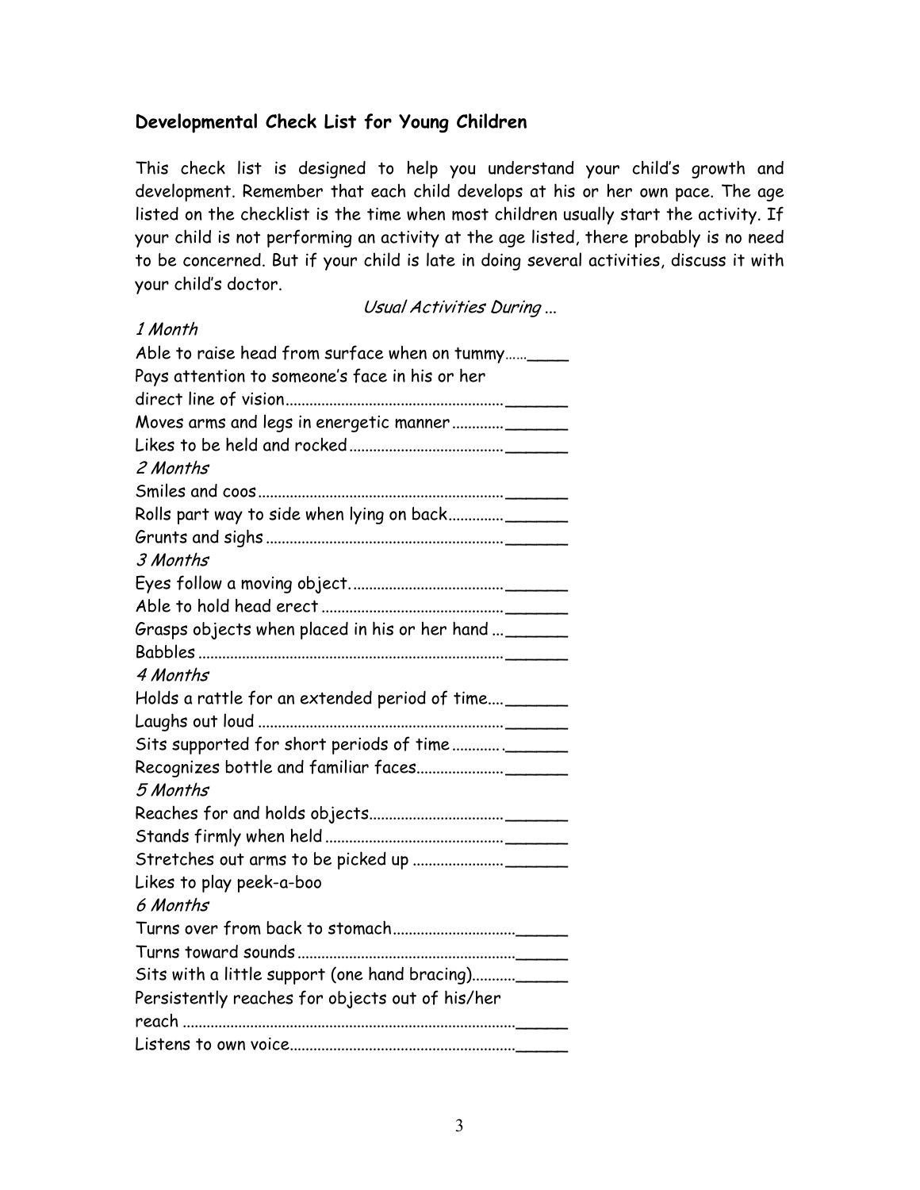## Developmental Check List for Young Children

This check list is designed to help you understand your child's growth and development. Remember that each child develops at his or her own pace. The age listed on the checklist is the time when most children usually start the activity. If your child is not performing an activity at the age listed, there probably is no need to be concerned. But if your child is late in doing several activities, discuss it with your child's doctor.

*Usual Activities During ...*

*1 Month*

Able to raise head from surface when on tummy……____

Pays attention to someone's face in his or her direct line of vision……______

Moves arms and legs in energetic manner……______

Likes to be held and rocked……______

*2 Months*

Smiles and coos……______

Rolls part way to side when lying on back……______

Grunts and sighs……______

*3 Months*

Eyes follow a moving object.……______

Able to hold head erect……______

Grasps objects when placed in his or her hand……______

Babbles……______

*4 Months*

Holds a rattle for an extended period of time……______

Laughs out loud……______

Sits supported for short periods of time……______

Recognizes bottle and familiar faces……______

*5 Months*

Reaches for and holds objects……______

Stands firmly when held……______

Stretches out arms to be picked up……______

Likes to play peek-a-boo

*6 Months*

Turns over from back to stomach……_____

Turns toward sounds……_____

Sits with a little support (one hand bracing)……_____

Persistently reaches for objects out of his/her reach……_____

Listens to own voice……_____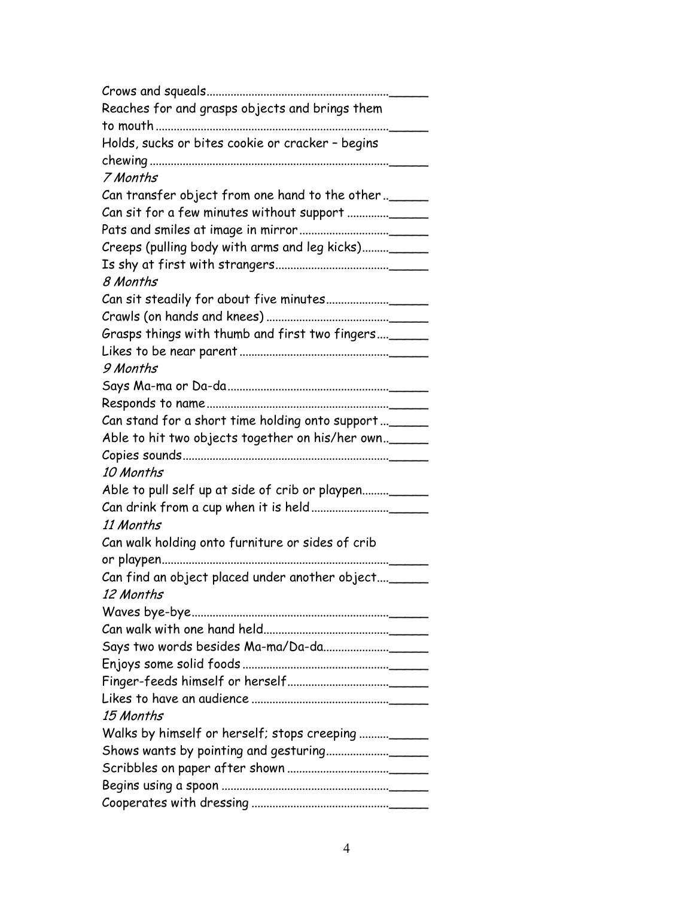Crows and squeals..........................................................______

Reaches for and grasps objects and brings them to mouth..........................................................______

Holds, sucks or bites cookie or cracker – begins chewing..........................................................______

*7 Months*

Can transfer object from one hand to the other ..______

Can sit for a few minutes without support ..............______

Pats and smiles at image in mirror ............................______

Creeps (pulling body with arms and leg kicks).........______

Is shy at first with strangers......................................______

*8 Months*

Can sit steadily for about five minutes....................______

Crawls (on hands and knees) .........................................______

Grasps things with thumb and first two fingers....______

Likes to be near parent ..................................................______

*9 Months*

Says Ma-ma or Da-da.....................................................______

Responds to name............................................................______

Can stand for a short time holding onto support ...______

Able to hit two objects together on his/her own..______

Copies sounds....................................................................______

*10 Months*

Able to pull self up at side of crib or playpen.........______

Can drink from a cup when it is held .........................______

*11 Months*

Can walk holding onto furniture or sides of crib or playpen..........................................................................______

Can find an object placed under another object....______

*12 Months*

Waves bye-bye.................................................................______

Can walk with one hand held..........................................______

Says two words besides Ma-ma/Da-da.....................______

Enjoys some solid foods .................................................______

Finger-feeds himself or herself..................................______

Likes to have an audience ..............................................______

*15 Months*

Walks by himself or herself; stops creeping ..........______

Shows wants by pointing and gesturing.....................______

Scribbles on paper after shown ..................................______

Begins using a spoon ........................................................______

Cooperates with dressing ..............................................______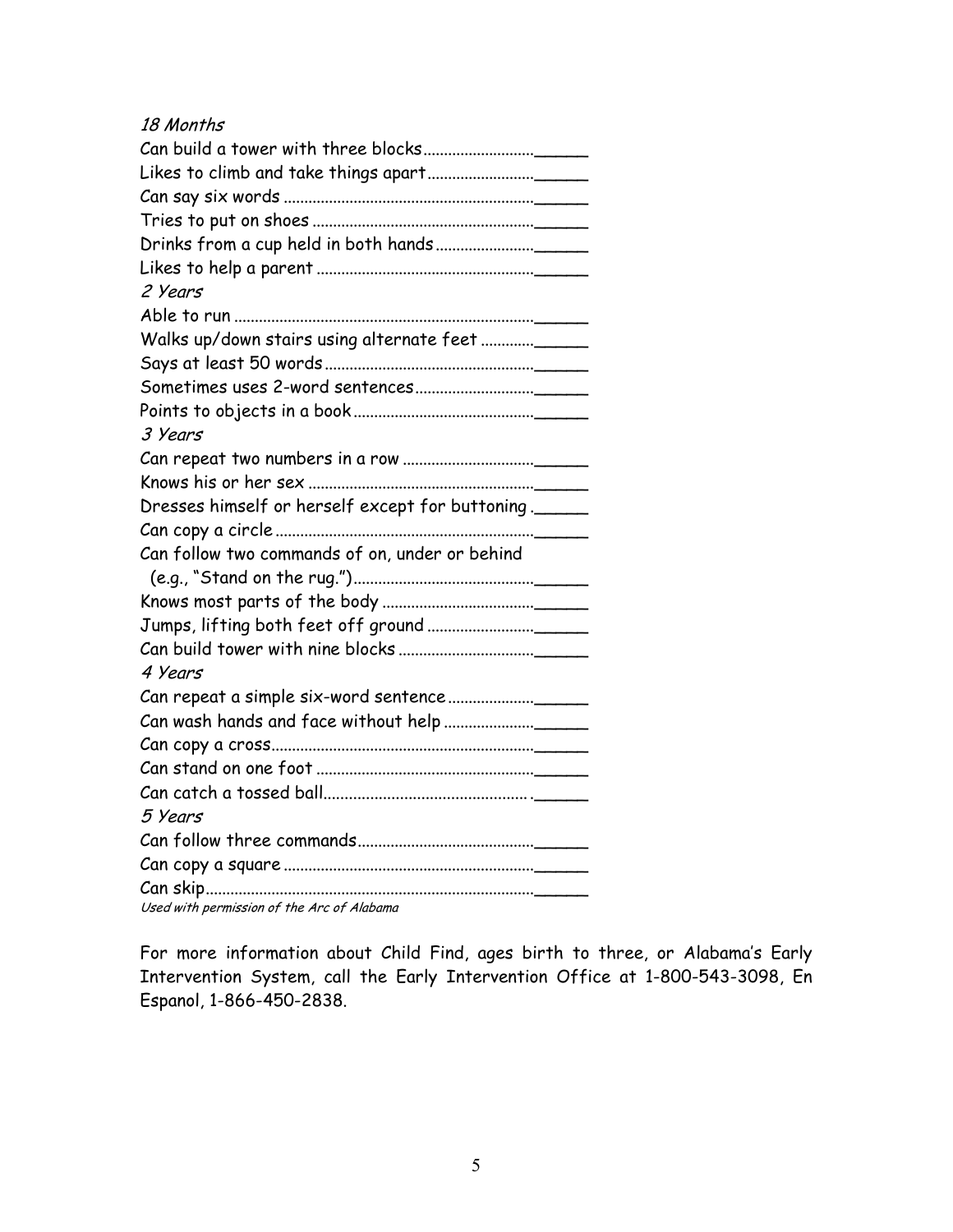*18 Months*

Can build a tower with three blocks.........................______

Likes to climb and take things apart.........................______

Can say six words ............................................................______

Tries to put on shoes .....................................................______

Drinks from a cup held in both hands.......................______

Likes to help a parent ....................................................______

*2 Years*

Able to run ........................................................................______

Walks up/down stairs using alternate feet ............______

Says at least 50 words..................................................______

Sometimes uses 2-word sentences............................______

Points to objects in a book...........................................______

*3 Years*

Can repeat two numbers in a row ...............................______

Knows his or her sex ......................................................______

Dresses himself or herself except for buttoning .______

Can copy a circle..............................................................______

Can follow two commands of on, under or behind
(e.g., "Stand on the rug.")...........................................______

Knows most parts of the body ....................................______

Jumps, lifting both feet off ground .........................______

Can build tower with nine blocks ................................______

*4 Years*

Can repeat a simple six-word sentence....................______

Can wash hands and face without help .....................______

Can copy a cross...............................................................______

Can stand on one foot ....................................................______

Can catch a tossed ball................................................ .______

*5 Years*

Can follow three commands..........................................______

Can copy a square ............................................................______

Can skip...............................................................................______

*Used with permission of the Arc of Alabama*

For more information about Child Find, ages birth to three, or Alabama's Early Intervention System, call the Early Intervention Office at 1-800-543-3098, En Espanol, 1-866-450-2838.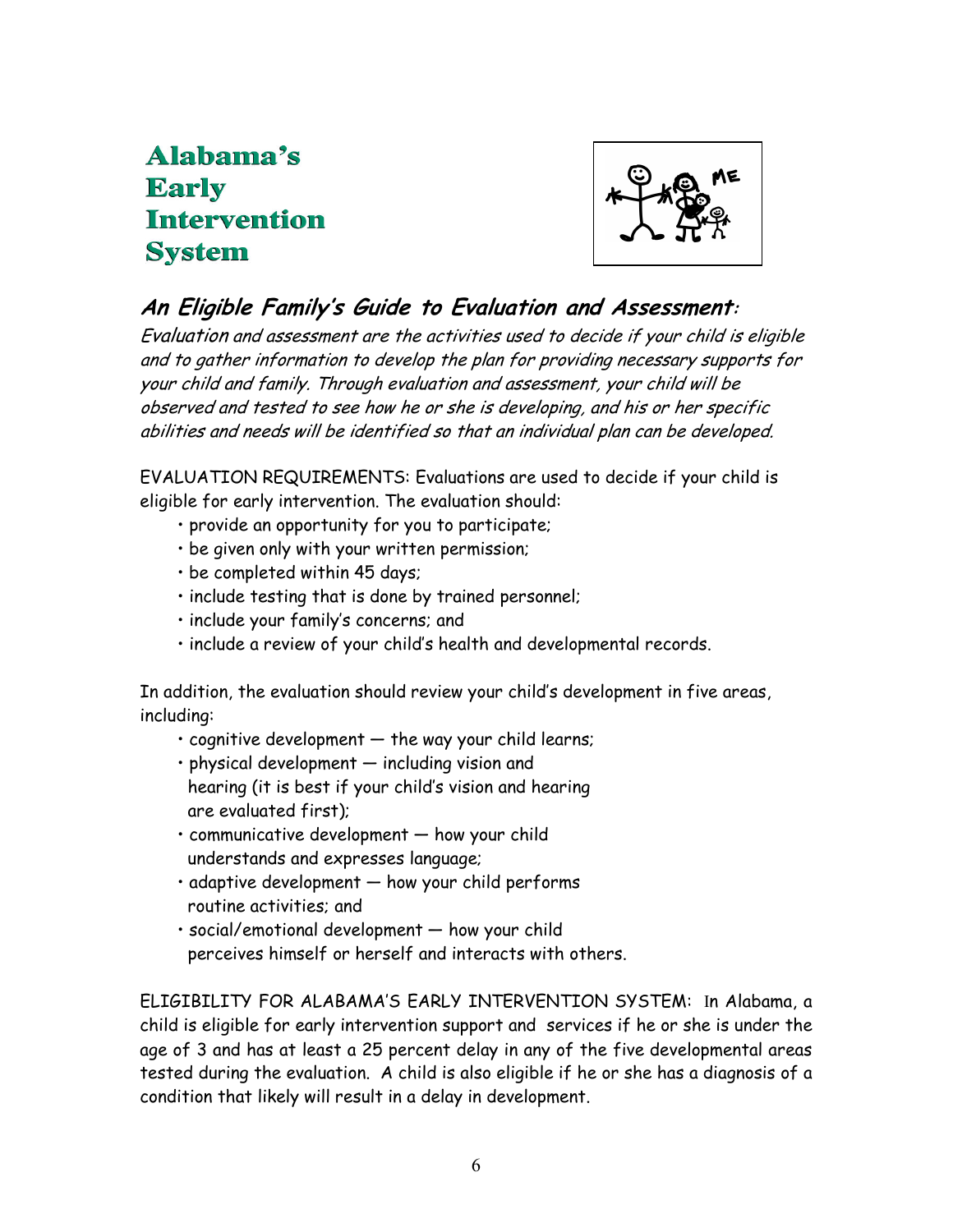# Alabama's Early Intervention System

## *An Eligible Family's Guide to Evaluation and Assessment:*

*Evaluation and assessment are the activities used to decide if your child is eligible and to gather information to develop the plan for providing necessary supports for your child and family. Through evaluation and assessment, your child will be observed and tested to see how he or she is developing, and his or her specific abilities and needs will be identified so that an individual plan can be developed.*

EVALUATION REQUIREMENTS: Evaluations are used to decide if your child is eligible for early intervention. The evaluation should:

- provide an opportunity for you to participate;
- be given only with your written permission;
- be completed within 45 days;
- include testing that is done by trained personnel;
- include your family's concerns; and
- include a review of your child's health and developmental records.

In addition, the evaluation should review your child's development in five areas, including:

- cognitive development — the way your child learns;
- physical development — including vision and hearing (it is best if your child's vision and hearing are evaluated first);
- communicative development — how your child understands and expresses language;
- adaptive development — how your child performs routine activities; and
- social/emotional development — how your child perceives himself or herself and interacts with others.

ELIGIBILITY FOR ALABAMA'S EARLY INTERVENTION SYSTEM: In Alabama, a child is eligible for early intervention support and services if he or she is under the age of 3 and has at least a 25 percent delay in any of the five developmental areas tested during the evaluation. A child is also eligible if he or she has a diagnosis of a condition that likely will result in a delay in development.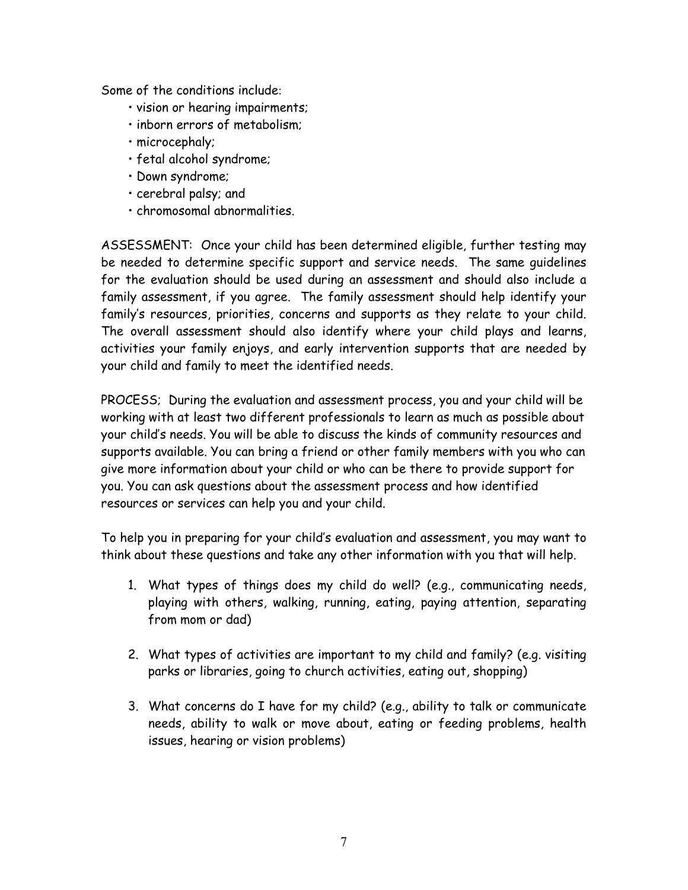Some of the conditions include:

- vision or hearing impairments;
- inborn errors of metabolism;
- microcephaly;
- fetal alcohol syndrome;
- Down syndrome;
- cerebral palsy; and
- chromosomal abnormalities.

ASSESSMENT: Once your child has been determined eligible, further testing may be needed to determine specific support and service needs. The same guidelines for the evaluation should be used during an assessment and should also include a family assessment, if you agree. The family assessment should help identify your family's resources, priorities, concerns and supports as they relate to your child. The overall assessment should also identify where your child plays and learns, activities your family enjoys, and early intervention supports that are needed by your child and family to meet the identified needs.

PROCESS; During the evaluation and assessment process, you and your child will be working with at least two different professionals to learn as much as possible about your child's needs. You will be able to discuss the kinds of community resources and supports available. You can bring a friend or other family members with you who can give more information about your child or who can be there to provide support for you. You can ask questions about the assessment process and how identified resources or services can help you and your child.

To help you in preparing for your child's evaluation and assessment, you may want to think about these questions and take any other information with you that will help.

1. What types of things does my child do well? (e.g., communicating needs, playing with others, walking, running, eating, paying attention, separating from mom or dad)

2. What types of activities are important to my child and family? (e.g. visiting parks or libraries, going to church activities, eating out, shopping)

3. What concerns do I have for my child? (e.g., ability to talk or communicate needs, ability to walk or move about, eating or feeding problems, health issues, hearing or vision problems)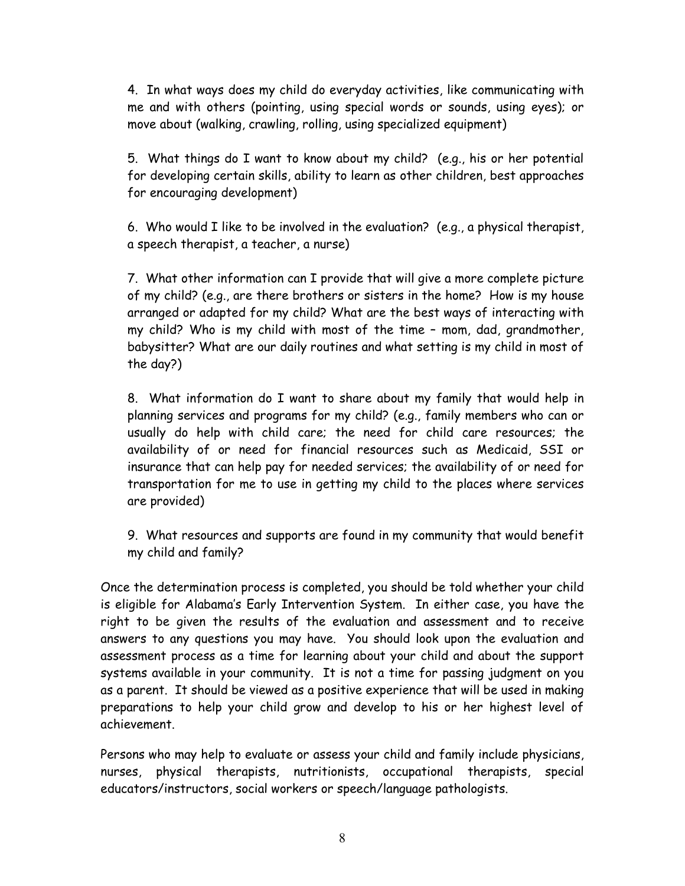4. In what ways does my child do everyday activities, like communicating with me and with others (pointing, using special words or sounds, using eyes); or move about (walking, crawling, rolling, using specialized equipment)

5. What things do I want to know about my child? (e.g., his or her potential for developing certain skills, ability to learn as other children, best approaches for encouraging development)

6. Who would I like to be involved in the evaluation? (e.g., a physical therapist, a speech therapist, a teacher, a nurse)

7. What other information can I provide that will give a more complete picture of my child? (e.g., are there brothers or sisters in the home? How is my house arranged or adapted for my child? What are the best ways of interacting with my child? Who is my child with most of the time – mom, dad, grandmother, babysitter? What are our daily routines and what setting is my child in most of the day?)

8. What information do I want to share about my family that would help in planning services and programs for my child? (e.g., family members who can or usually do help with child care; the need for child care resources; the availability of or need for financial resources such as Medicaid, SSI or insurance that can help pay for needed services; the availability of or need for transportation for me to use in getting my child to the places where services are provided)

9. What resources and supports are found in my community that would benefit my child and family?

Once the determination process is completed, you should be told whether your child is eligible for Alabama's Early Intervention System. In either case, you have the right to be given the results of the evaluation and assessment and to receive answers to any questions you may have. You should look upon the evaluation and assessment process as a time for learning about your child and about the support systems available in your community. It is not a time for passing judgment on you as a parent. It should be viewed as a positive experience that will be used in making preparations to help your child grow and develop to his or her highest level of achievement.

Persons who may help to evaluate or assess your child and family include physicians, nurses, physical therapists, nutritionists, occupational therapists, special educators/instructors, social workers or speech/language pathologists.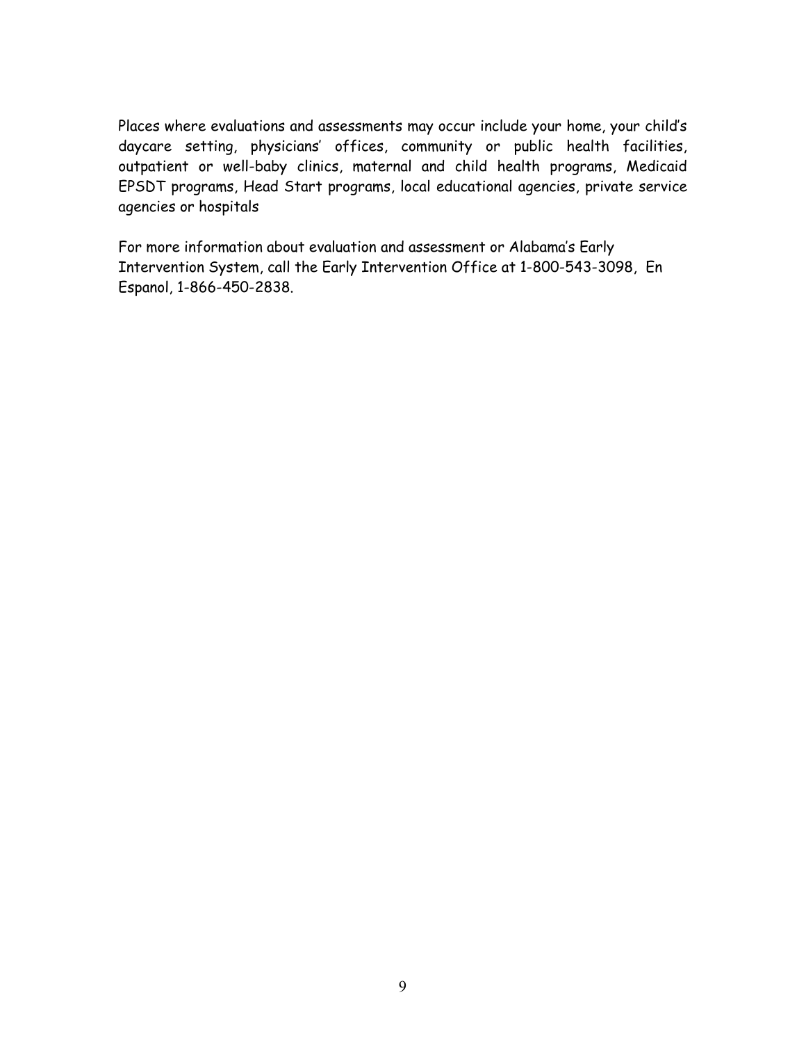Places where evaluations and assessments may occur include your home, your child's daycare setting, physicians' offices, community or public health facilities, outpatient or well-baby clinics, maternal and child health programs, Medicaid EPSDT programs, Head Start programs, local educational agencies, private service agencies or hospitals

For more information about evaluation and assessment or Alabama's Early Intervention System, call the Early Intervention Office at 1-800-543-3098, En Espanol, 1-866-450-2838.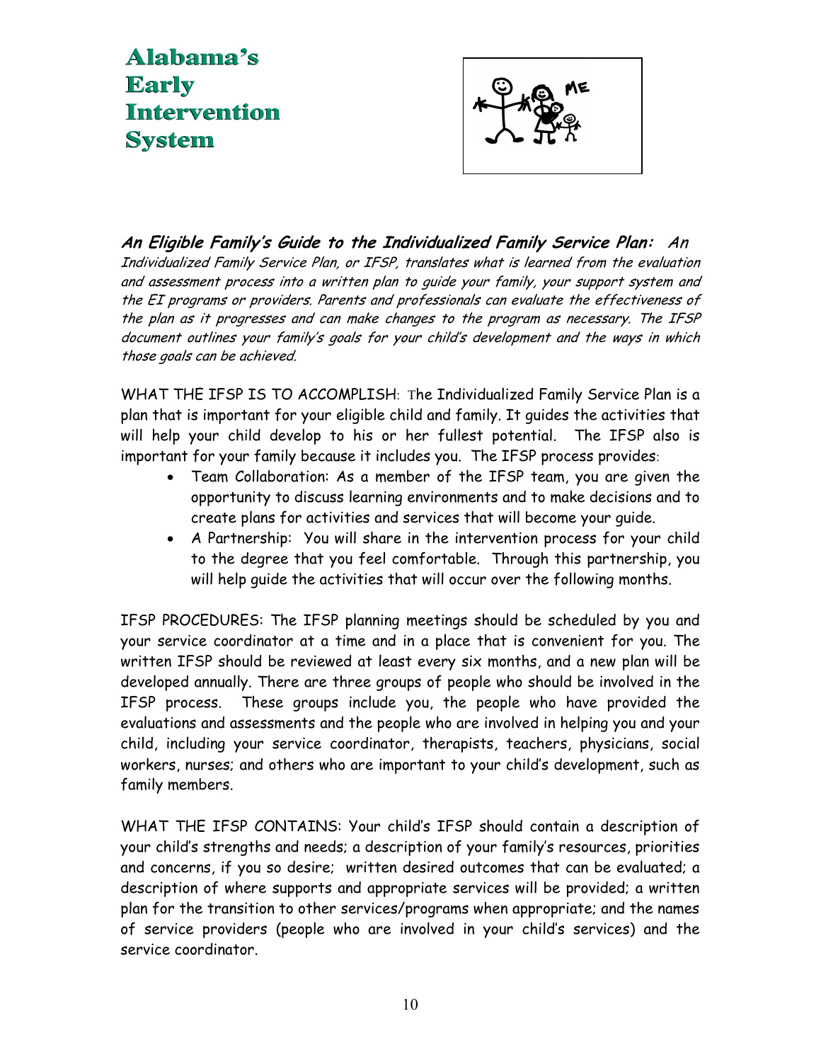# Alabama's Early Intervention System

***An Eligible Family's Guide to the Individualized Family Service Plan:*** *An Individualized Family Service Plan, or IFSP, translates what is learned from the evaluation and assessment process into a written plan to guide your family, your support system and the EI programs or providers. Parents and professionals can evaluate the effectiveness of the plan as it progresses and can make changes to the program as necessary. The IFSP document outlines your family's goals for your child's development and the ways in which those goals can be achieved.*

WHAT THE IFSP IS TO ACCOMPLISH: The Individualized Family Service Plan is a plan that is important for your eligible child and family. It guides the activities that will help your child develop to his or her fullest potential. The IFSP also is important for your family because it includes you. The IFSP process provides:

- Team Collaboration: As a member of the IFSP team, you are given the opportunity to discuss learning environments and to make decisions and to create plans for activities and services that will become your guide.
- A Partnership: You will share in the intervention process for your child to the degree that you feel comfortable. Through this partnership, you will help guide the activities that will occur over the following months.

IFSP PROCEDURES: The IFSP planning meetings should be scheduled by you and your service coordinator at a time and in a place that is convenient for you. The written IFSP should be reviewed at least every six months, and a new plan will be developed annually. There are three groups of people who should be involved in the IFSP process. These groups include you, the people who have provided the evaluations and assessments and the people who are involved in helping you and your child, including your service coordinator, therapists, teachers, physicians, social workers, nurses; and others who are important to your child's development, such as family members.

WHAT THE IFSP CONTAINS: Your child's IFSP should contain a description of your child's strengths and needs; a description of your family's resources, priorities and concerns, if you so desire; written desired outcomes that can be evaluated; a description of where supports and appropriate services will be provided; a written plan for the transition to other services/programs when appropriate; and the names of service providers (people who are involved in your child's services) and the service coordinator.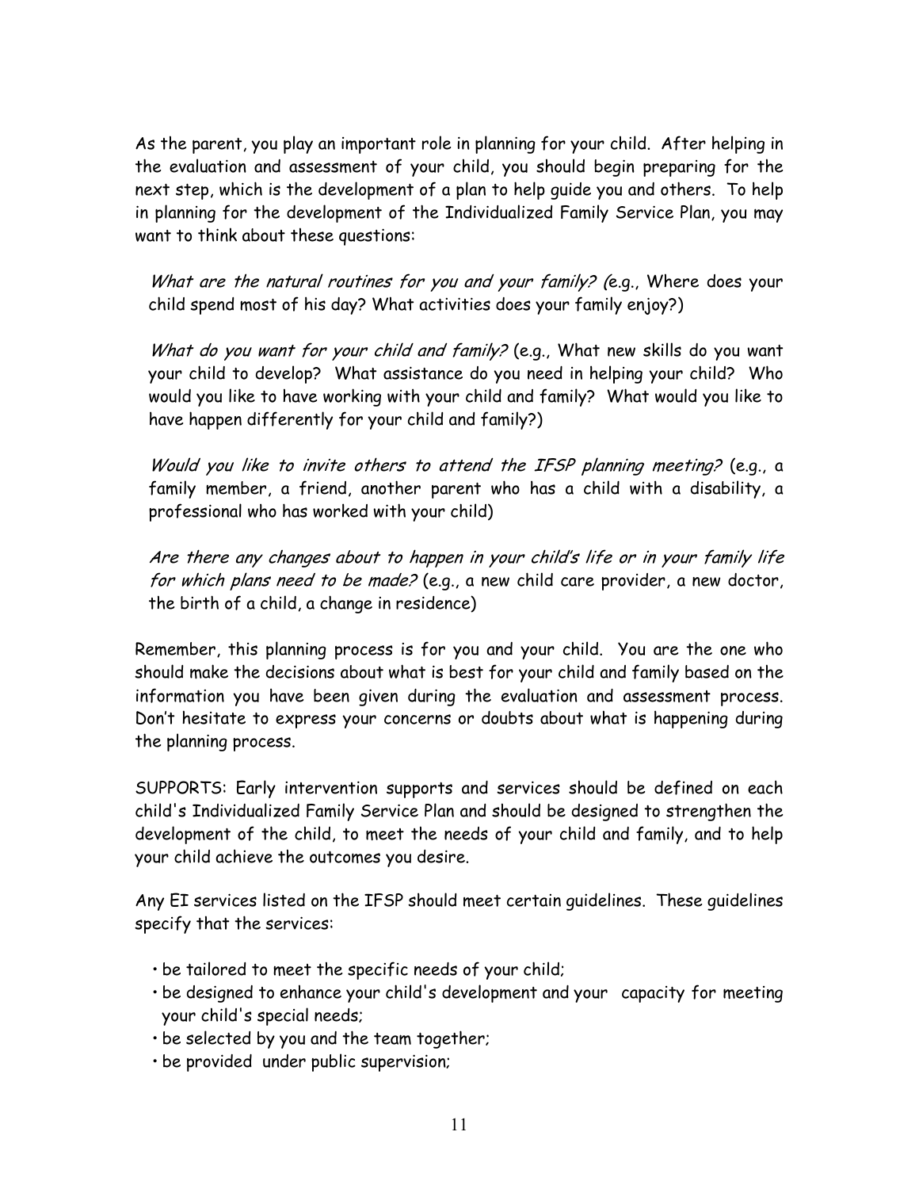As the parent, you play an important role in planning for your child. After helping in the evaluation and assessment of your child, you should begin preparing for the next step, which is the development of a plan to help guide you and others. To help in planning for the development of the Individualized Family Service Plan, you may want to think about these questions:

*What are the natural routines for you and your family?* (e.g., Where does your child spend most of his day? What activities does your family enjoy?)

*What do you want for your child and family?* (e.g., What new skills do you want your child to develop? What assistance do you need in helping your child? Who would you like to have working with your child and family? What would you like to have happen differently for your child and family?)

*Would you like to invite others to attend the IFSP planning meeting?* (e.g., a family member, a friend, another parent who has a child with a disability, a professional who has worked with your child)

*Are there any changes about to happen in your child's life or in your family life for which plans need to be made?* (e.g., a new child care provider, a new doctor, the birth of a child, a change in residence)

Remember, this planning process is for you and your child. You are the one who should make the decisions about what is best for your child and family based on the information you have been given during the evaluation and assessment process. Don't hesitate to express your concerns or doubts about what is happening during the planning process.

SUPPORTS: Early intervention supports and services should be defined on each child's Individualized Family Service Plan and should be designed to strengthen the development of the child, to meet the needs of your child and family, and to help your child achieve the outcomes you desire.

Any EI services listed on the IFSP should meet certain guidelines. These guidelines specify that the services:

- be tailored to meet the specific needs of your child;
- be designed to enhance your child's development and your capacity for meeting your child's special needs;
- be selected by you and the team together;
- be provided under public supervision;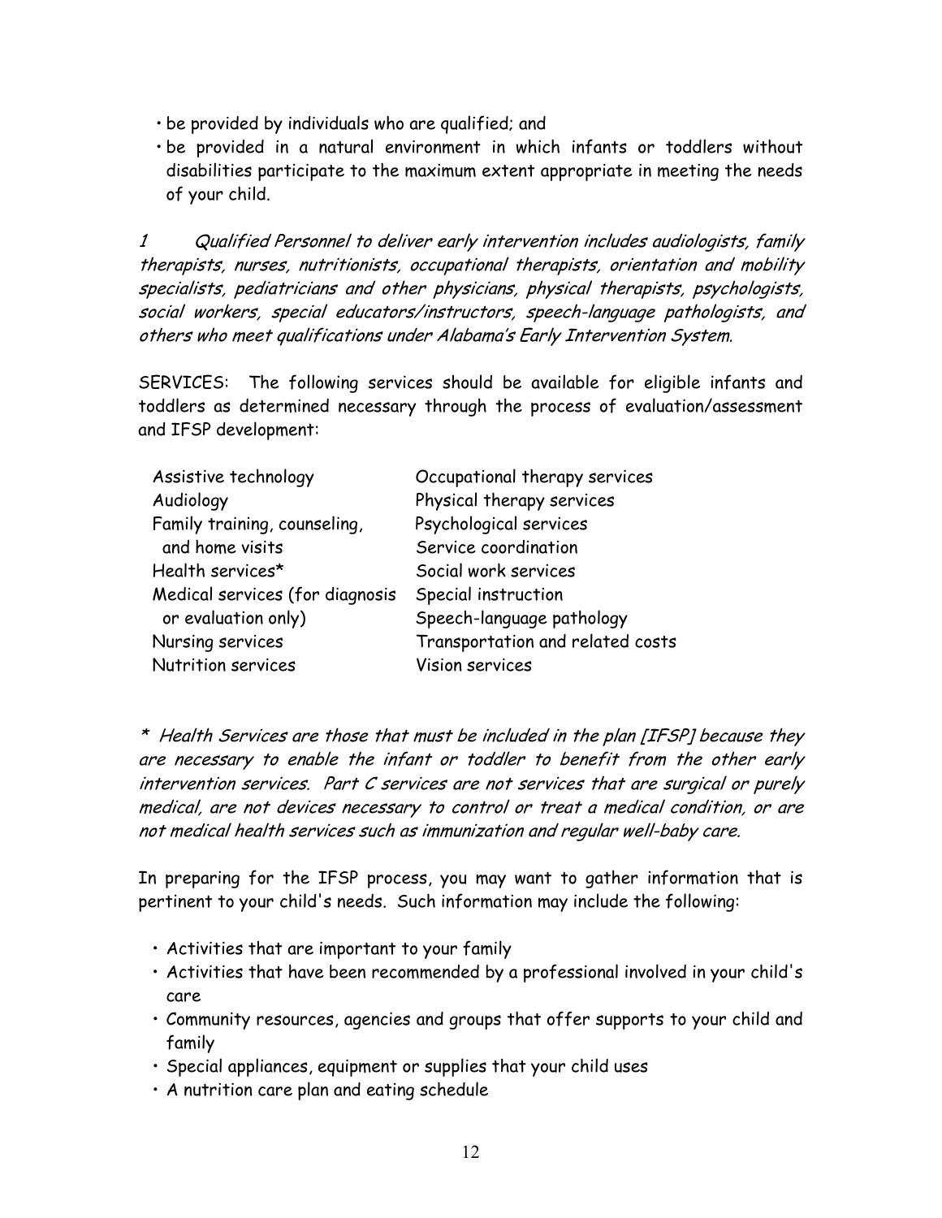- be provided by individuals who are qualified; and
- be provided in a natural environment in which infants or toddlers without disabilities participate to the maximum extent appropriate in meeting the needs of your child.

*1 Qualified Personnel to deliver early intervention includes audiologists, family therapists, nurses, nutritionists, occupational therapists, orientation and mobility specialists, pediatricians and other physicians, physical therapists, psychologists, social workers, special educators/instructors, speech-language pathologists, and others who meet qualifications under Alabama's Early Intervention System.*

SERVICES: The following services should be available for eligible infants and toddlers as determined necessary through the process of evaluation/assessment and IFSP development:

| | |
|---|---|
| Assistive technology | Occupational therapy services |
| Audiology | Physical therapy services |
| Family training, counseling, and home visits | Psychological services |
| Health services* | Service coordination |
| Medical services (for diagnosis or evaluation only) | Social work services |
| Nursing services | Special instruction |
| Nutrition services | Speech-language pathology |
| | Transportation and related costs |
| | Vision services |

*\* Health Services are those that must be included in the plan [IFSP] because they are necessary to enable the infant or toddler to benefit from the other early intervention services. Part C services are not services that are surgical or purely medical, are not devices necessary to control or treat a medical condition, or are not medical health services such as immunization and regular well-baby care.*

In preparing for the IFSP process, you may want to gather information that is pertinent to your child's needs. Such information may include the following:

- Activities that are important to your family
- Activities that have been recommended by a professional involved in your child's care
- Community resources, agencies and groups that offer supports to your child and family
- Special appliances, equipment or supplies that your child uses
- A nutrition care plan and eating schedule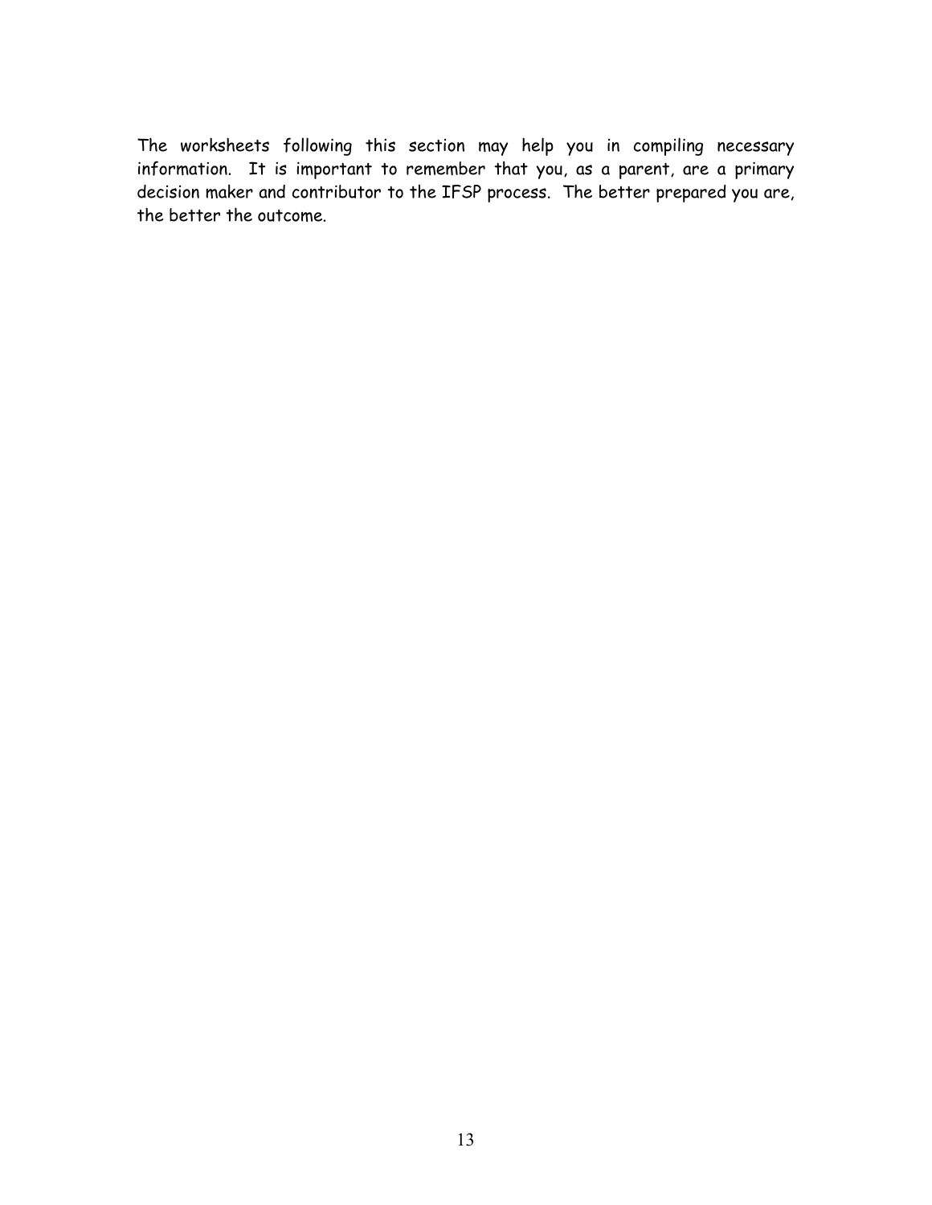The worksheets following this section may help you in compiling necessary information. It is important to remember that you, as a parent, are a primary decision maker and contributor to the IFSP process. The better prepared you are, the better the outcome.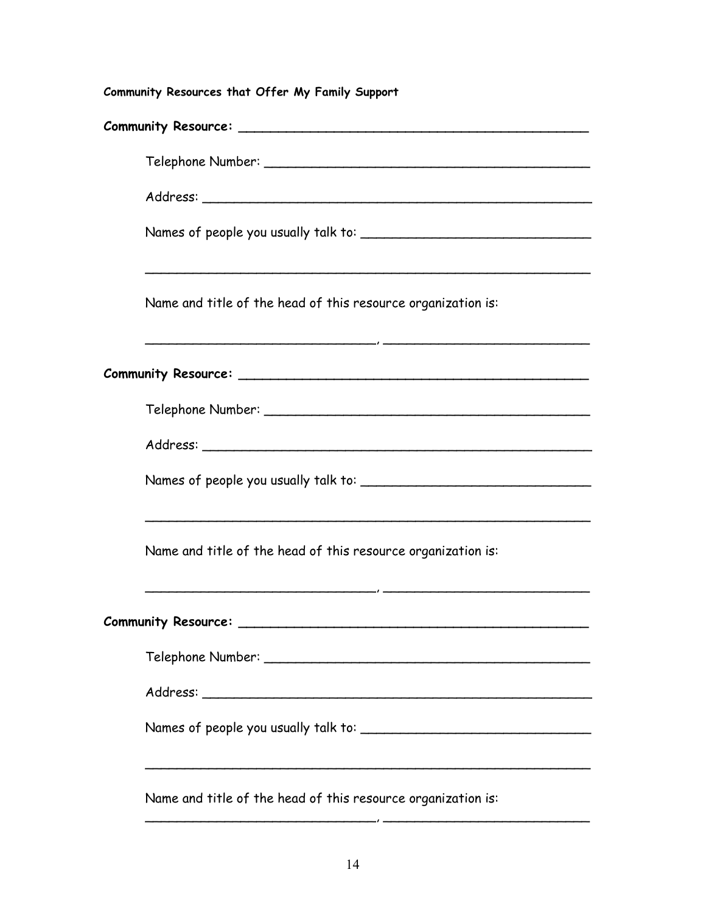**Community Resources that Offer My Family Support**

**Community Resource:** ______________________________________________

Telephone Number: ________________________________________

Address: ________________________________________________

Names of people you usually talk to: _____________________________

__________________________________________________________

Name and title of the head of this resource organization is:

______________________________, __________________________

**Community Resource:** ______________________________________________

Telephone Number: ________________________________________

Address: ________________________________________________

Names of people you usually talk to: _____________________________

__________________________________________________________

Name and title of the head of this resource organization is:

______________________________, __________________________

**Community Resource:** ______________________________________________

Telephone Number: ________________________________________

Address: ________________________________________________

Names of people you usually talk to: _____________________________

__________________________________________________________

Name and title of the head of this resource organization is:

______________________________, __________________________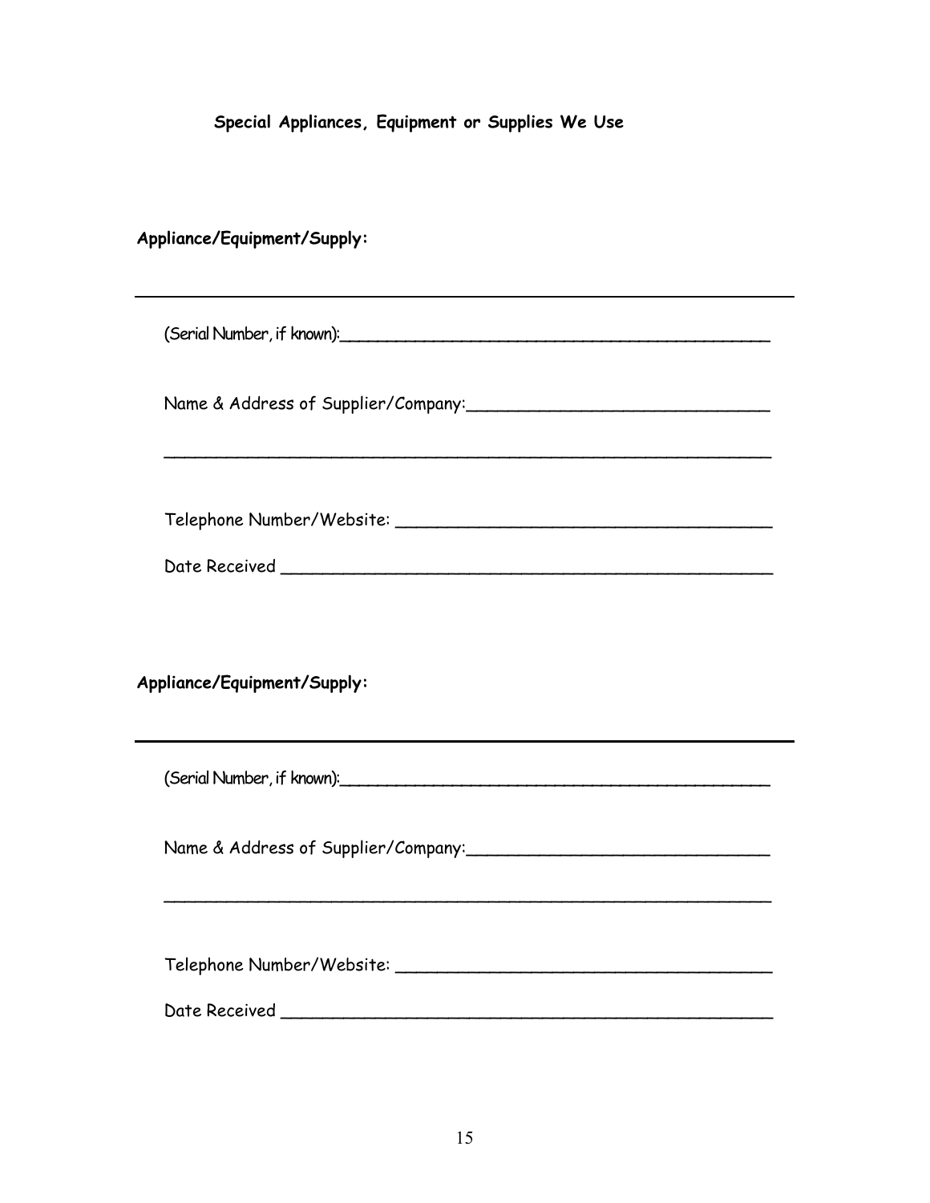### Special Appliances, Equipment or Supplies We Use

**Appliance/Equipment/Supply:**

___

(Serial Number, if known):___________________________________________

Name & Address of Supplier/Company:___________________________

___________________________________________________________

Telephone Number/Website: __________________________________

Date Received _______________________________________________

**Appliance/Equipment/Supply:**

___

(Serial Number, if known):___________________________________________

Name & Address of Supplier/Company:___________________________

___________________________________________________________

Telephone Number/Website: __________________________________

Date Received _______________________________________________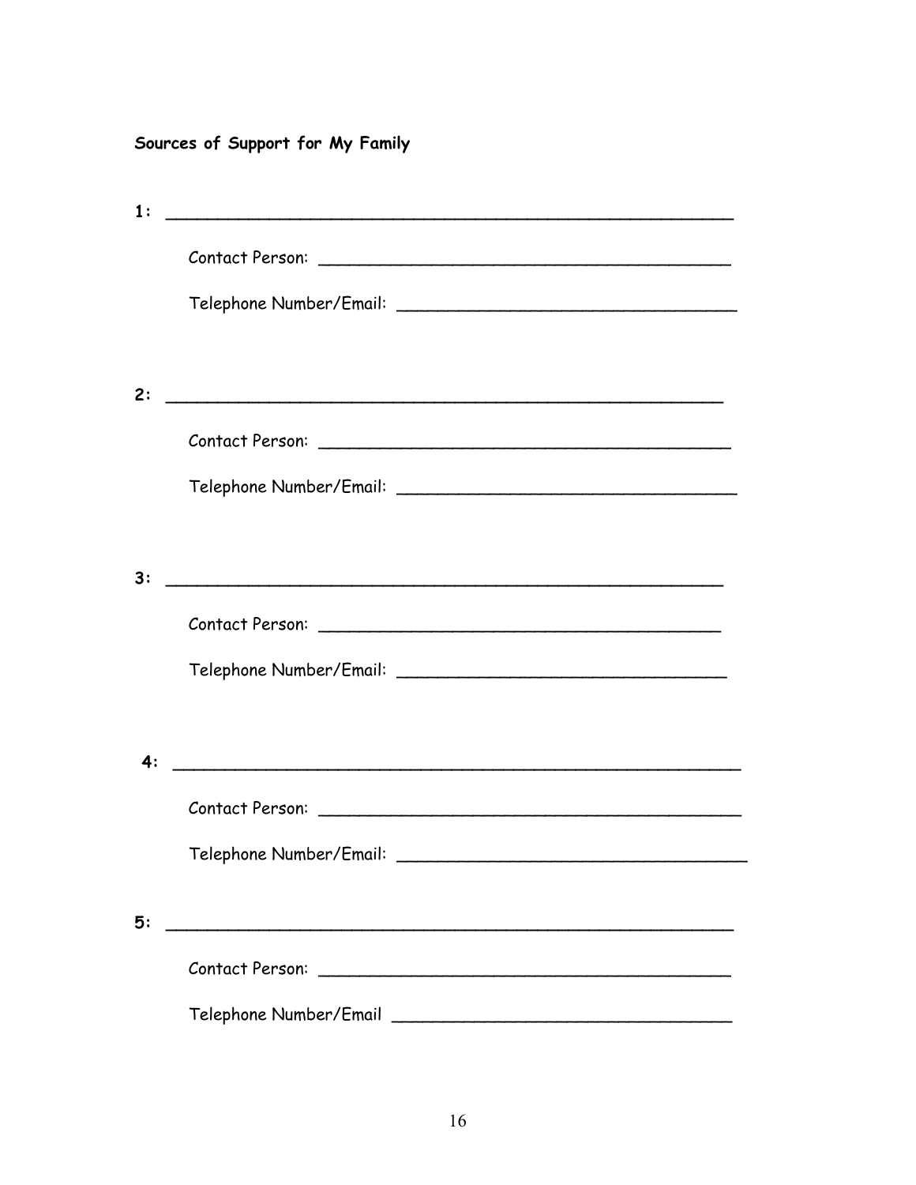**Sources of Support for My Family**

**1:** ______________________________________________________

Contact Person: ________________________________________

Telephone Number/Email: _________________________________

**2:** ______________________________________________________

Contact Person: ________________________________________

Telephone Number/Email: _________________________________

**3:** ______________________________________________________

Contact Person: ________________________________________

Telephone Number/Email: _________________________________

**4:** ______________________________________________________

Contact Person: ________________________________________

Telephone Number/Email: _________________________________

**5:** ______________________________________________________

Contact Person: ________________________________________

Telephone Number/Email _________________________________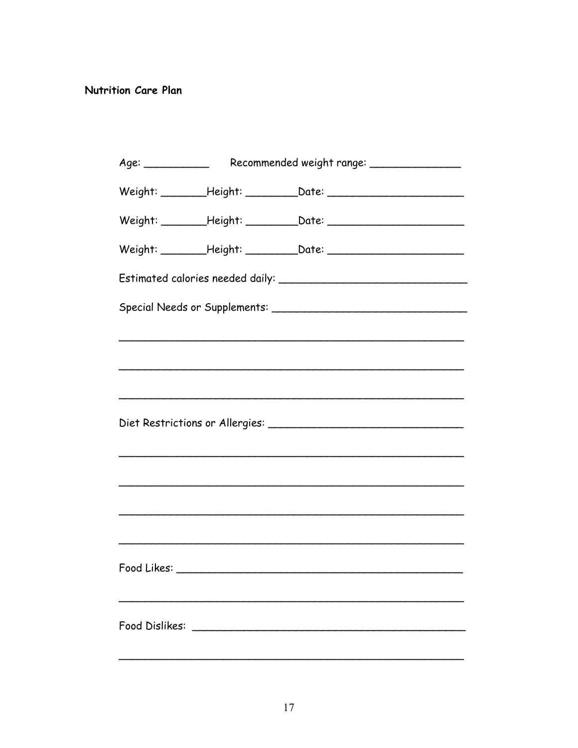**Nutrition Care Plan**

Age: ___________ Recommended weight range: _______________

Weight: ________Height: _________Date: _______________________

Weight: ________Height: _________Date: _______________________

Weight: ________Height: _________Date: _______________________

Estimated calories needed daily: _______________________________

Special Needs or Supplements: ________________________________

_______________________________________________________

_______________________________________________________

_______________________________________________________

Diet Restrictions or Allergies: ________________________________

_______________________________________________________

_______________________________________________________

_______________________________________________________

_______________________________________________________

Food Likes: ______________________________________________

_______________________________________________________

Food Dislikes: ____________________________________________

_______________________________________________________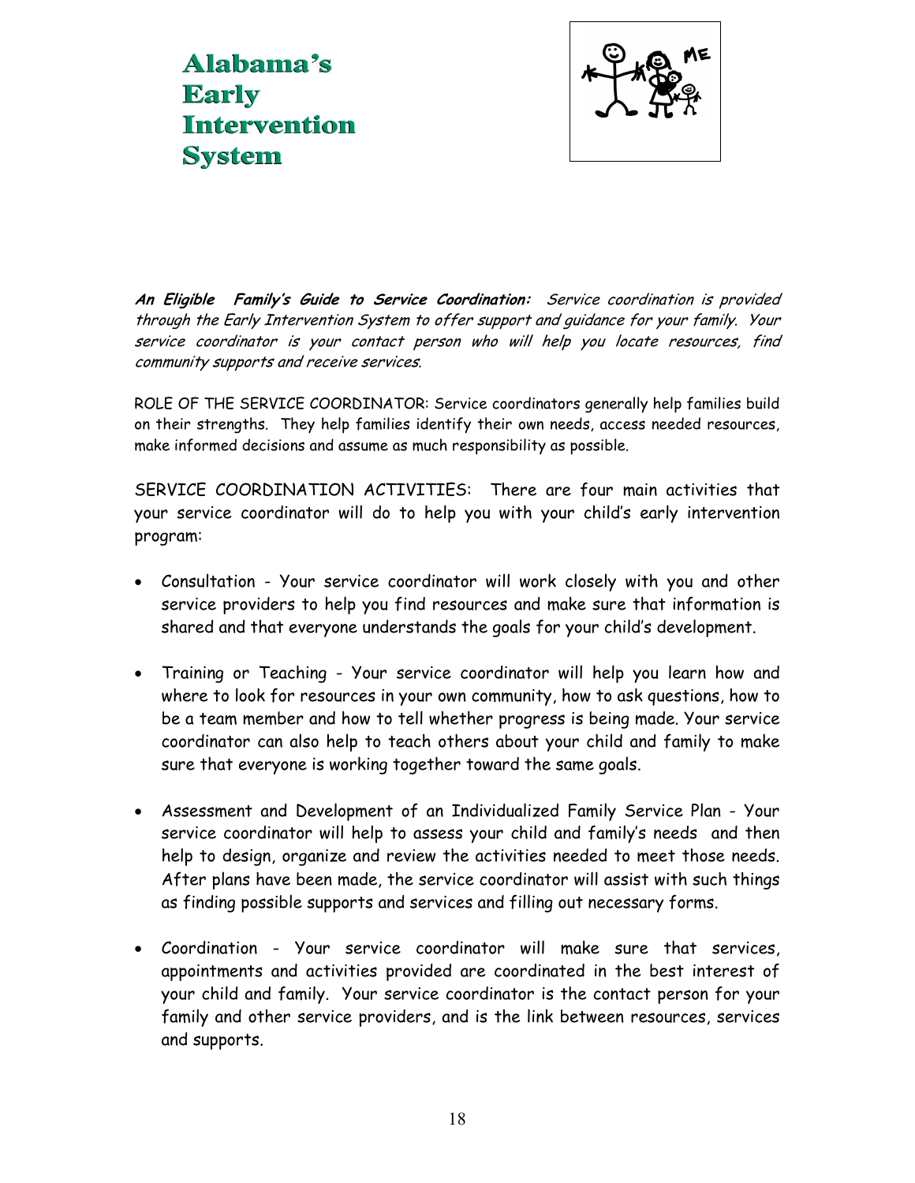# Alabama's Early Intervention System

***An Eligible Family's Guide to Service Coordination:*** *Service coordination is provided through the Early Intervention System to offer support and guidance for your family. Your service coordinator is your contact person who will help you locate resources, find community supports and receive services.*

ROLE OF THE SERVICE COORDINATOR: Service coordinators generally help families build on their strengths. They help families identify their own needs, access needed resources, make informed decisions and assume as much responsibility as possible.

SERVICE COORDINATION ACTIVITIES: There are four main activities that your service coordinator will do to help you with your child's early intervention program:

- Consultation - Your service coordinator will work closely with you and other service providers to help you find resources and make sure that information is shared and that everyone understands the goals for your child's development.

- Training or Teaching - Your service coordinator will help you learn how and where to look for resources in your own community, how to ask questions, how to be a team member and how to tell whether progress is being made. Your service coordinator can also help to teach others about your child and family to make sure that everyone is working together toward the same goals.

- Assessment and Development of an Individualized Family Service Plan - Your service coordinator will help to assess your child and family's needs and then help to design, organize and review the activities needed to meet those needs. After plans have been made, the service coordinator will assist with such things as finding possible supports and services and filling out necessary forms.

- Coordination - Your service coordinator will make sure that services, appointments and activities provided are coordinated in the best interest of your child and family. Your service coordinator is the contact person for your family and other service providers, and is the link between resources, services and supports.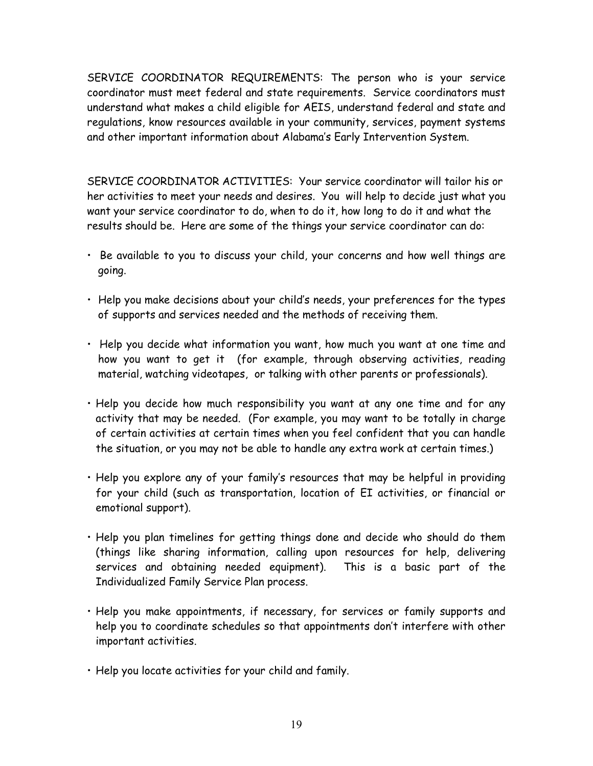SERVICE COORDINATOR REQUIREMENTS: The person who is your service coordinator must meet federal and state requirements. Service coordinators must understand what makes a child eligible for AEIS, understand federal and state and regulations, know resources available in your community, services, payment systems and other important information about Alabama's Early Intervention System.

SERVICE COORDINATOR ACTIVITIES: Your service coordinator will tailor his or her activities to meet your needs and desires. You will help to decide just what you want your service coordinator to do, when to do it, how long to do it and what the results should be. Here are some of the things your service coordinator can do:

- Be available to you to discuss your child, your concerns and how well things are going.
- Help you make decisions about your child's needs, your preferences for the types of supports and services needed and the methods of receiving them.
- Help you decide what information you want, how much you want at one time and how you want to get it (for example, through observing activities, reading material, watching videotapes, or talking with other parents or professionals).
- Help you decide how much responsibility you want at any one time and for any activity that may be needed. (For example, you may want to be totally in charge of certain activities at certain times when you feel confident that you can handle the situation, or you may not be able to handle any extra work at certain times.)
- Help you explore any of your family's resources that may be helpful in providing for your child (such as transportation, location of EI activities, or financial or emotional support).
- Help you plan timelines for getting things done and decide who should do them (things like sharing information, calling upon resources for help, delivering services and obtaining needed equipment). This is a basic part of the Individualized Family Service Plan process.
- Help you make appointments, if necessary, for services or family supports and help you to coordinate schedules so that appointments don't interfere with other important activities.
- Help you locate activities for your child and family.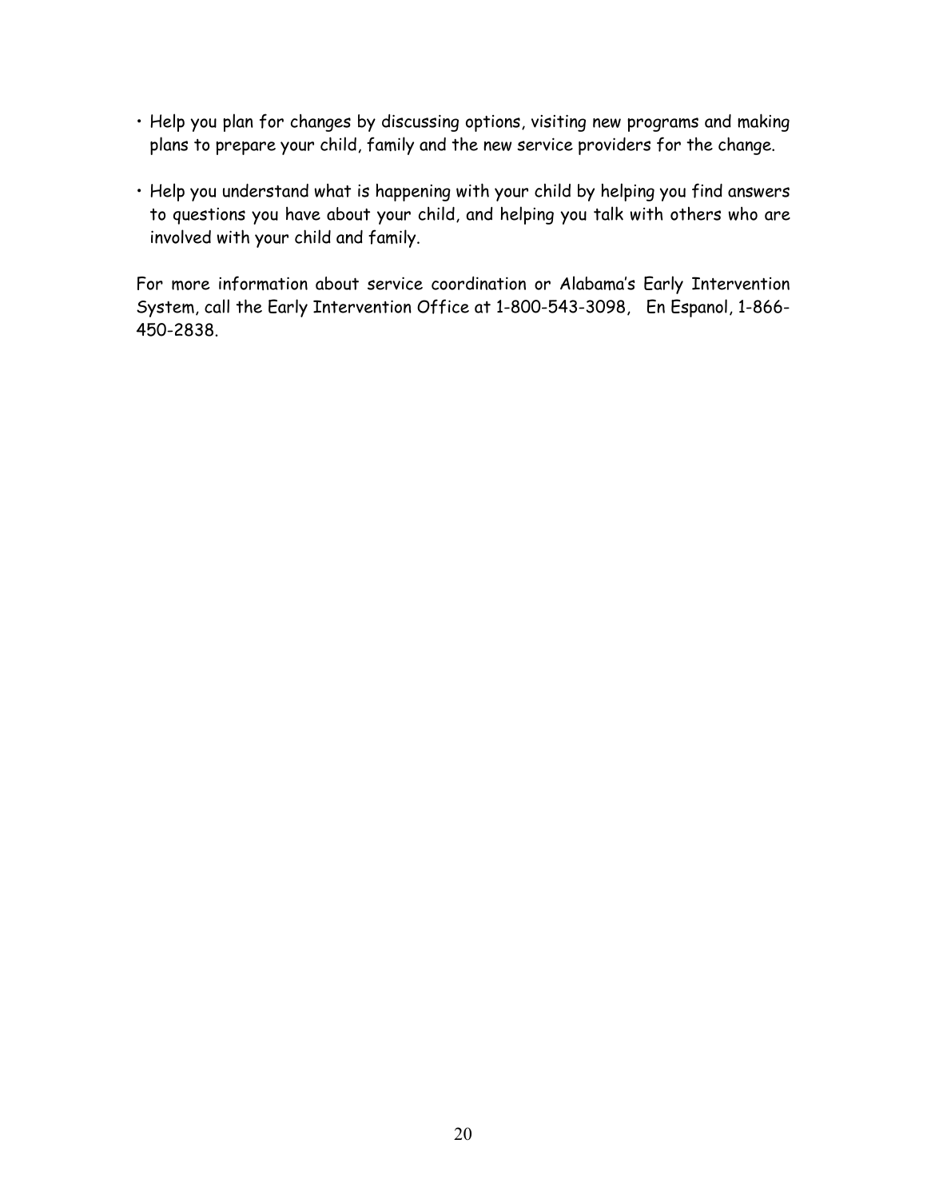- Help you plan for changes by discussing options, visiting new programs and making plans to prepare your child, family and the new service providers for the change.

- Help you understand what is happening with your child by helping you find answers to questions you have about your child, and helping you talk with others who are involved with your child and family.

For more information about service coordination or Alabama's Early Intervention System, call the Early Intervention Office at 1-800-543-3098, En Espanol, 1-866-450-2838.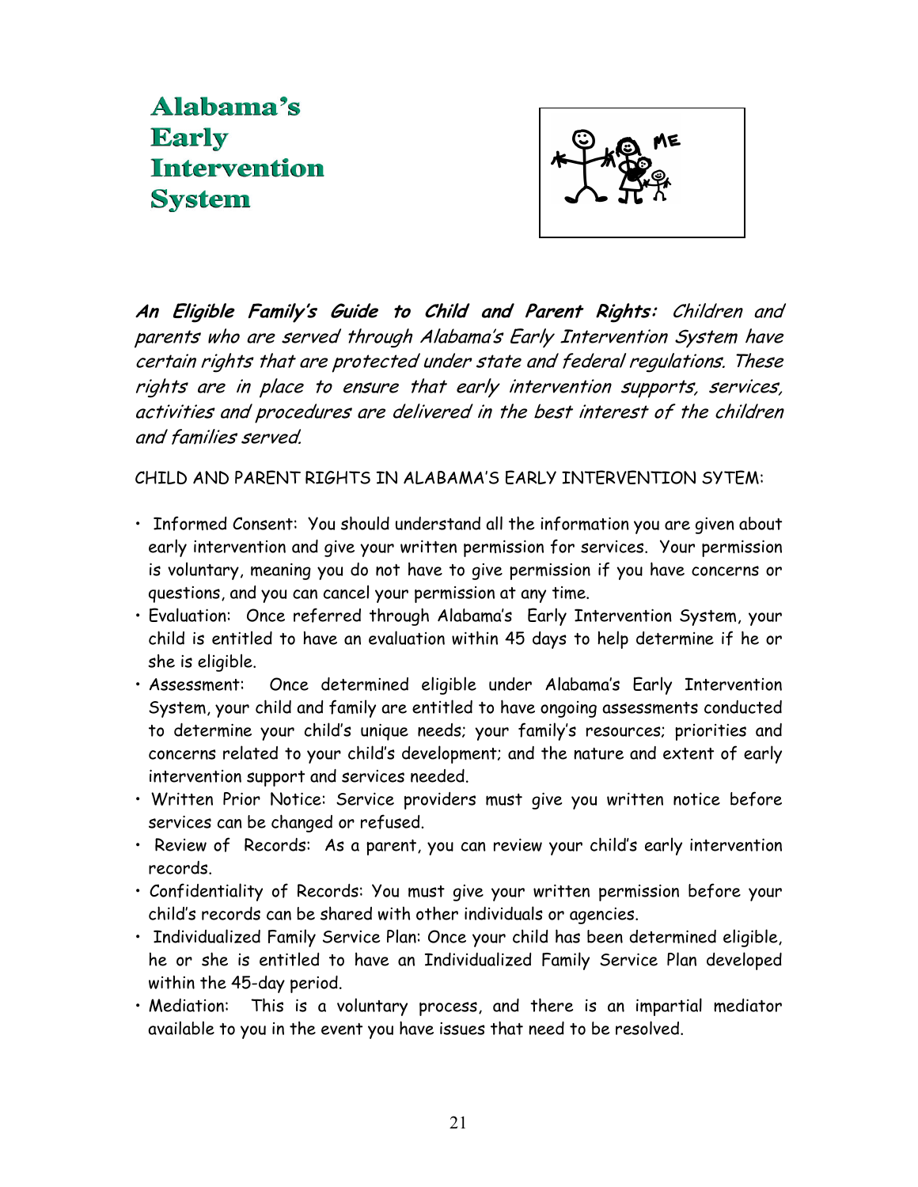# Alabama's Early Intervention System

***An Eligible Family's Guide to Child and Parent Rights:*** *Children and parents who are served through Alabama's Early Intervention System have certain rights that are protected under state and federal regulations. These rights are in place to ensure that early intervention supports, services, activities and procedures are delivered in the best interest of the children and families served.*

CHILD AND PARENT RIGHTS IN ALABAMA'S EARLY INTERVENTION SYTEM:

- Informed Consent: You should understand all the information you are given about early intervention and give your written permission for services. Your permission is voluntary, meaning you do not have to give permission if you have concerns or questions, and you can cancel your permission at any time.
- Evaluation: Once referred through Alabama's Early Intervention System, your child is entitled to have an evaluation within 45 days to help determine if he or she is eligible.
- Assessment: Once determined eligible under Alabama's Early Intervention System, your child and family are entitled to have ongoing assessments conducted to determine your child's unique needs; your family's resources; priorities and concerns related to your child's development; and the nature and extent of early intervention support and services needed.
- Written Prior Notice: Service providers must give you written notice before services can be changed or refused.
- Review of Records: As a parent, you can review your child's early intervention records.
- Confidentiality of Records: You must give your written permission before your child's records can be shared with other individuals or agencies.
- Individualized Family Service Plan: Once your child has been determined eligible, he or she is entitled to have an Individualized Family Service Plan developed within the 45-day period.
- Mediation: This is a voluntary process, and there is an impartial mediator available to you in the event you have issues that need to be resolved.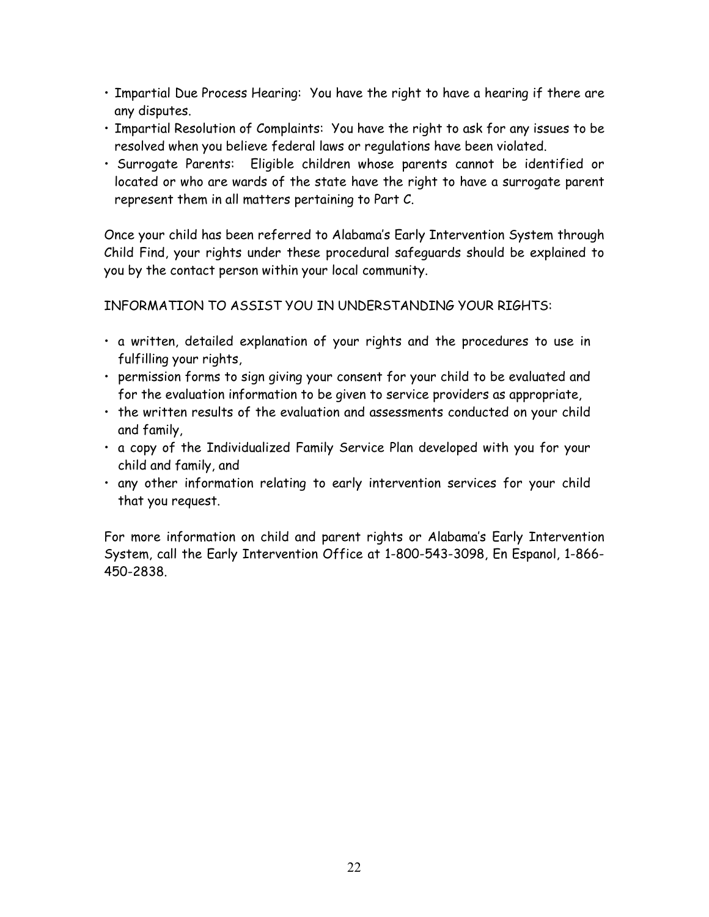- Impartial Due Process Hearing: You have the right to have a hearing if there are any disputes.
- Impartial Resolution of Complaints: You have the right to ask for any issues to be resolved when you believe federal laws or regulations have been violated.
- Surrogate Parents: Eligible children whose parents cannot be identified or located or who are wards of the state have the right to have a surrogate parent represent them in all matters pertaining to Part C.

Once your child has been referred to Alabama's Early Intervention System through Child Find, your rights under these procedural safeguards should be explained to you by the contact person within your local community.

INFORMATION TO ASSIST YOU IN UNDERSTANDING YOUR RIGHTS:

- a written, detailed explanation of your rights and the procedures to use in fulfilling your rights,
- permission forms to sign giving your consent for your child to be evaluated and for the evaluation information to be given to service providers as appropriate,
- the written results of the evaluation and assessments conducted on your child and family,
- a copy of the Individualized Family Service Plan developed with you for your child and family, and
- any other information relating to early intervention services for your child that you request.

For more information on child and parent rights or Alabama's Early Intervention System, call the Early Intervention Office at 1-800-543-3098, En Espanol, 1-866-450-2838.